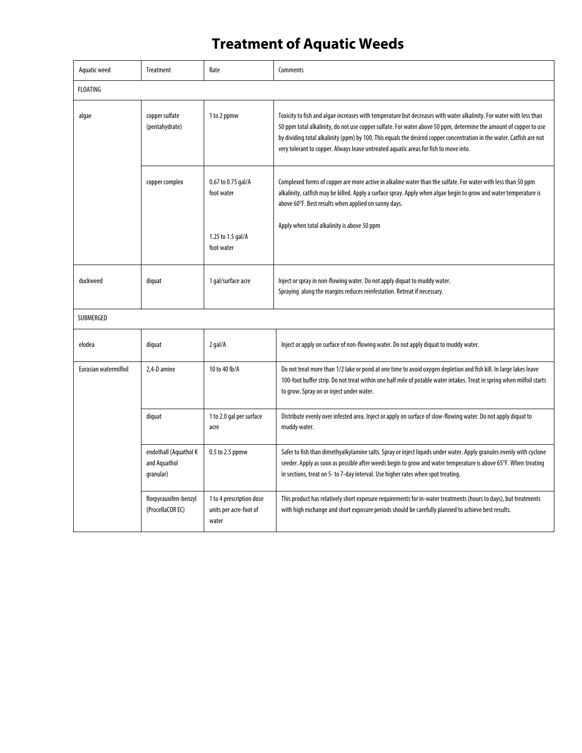# Treatment of Aquatic Weeds

| Aquatic weed | Treatment | Rate | Comments |
|---|---|---|---|
| FLOATING | | | |
| algae | copper sulfate (pentahydrate) | 1 to 2 ppmw | Toxicity to fish and algae increases with temperature but decreases with water alkalinity. For water with less than 50 ppm total alkalinity, do not use copper sulfate. For water above 50 ppm, determine the amount of copper to use by dividing total alkalinity (ppm) by 100. This equals the desired copper concentration in the water. Catfish are not very tolerant to copper. Always leave untreated aquatic areas for fish to move into. |
| | copper complex | 0.67 to 0.75 gal/A foot water | Complexed forms of copper are more active in alkaline water than the sulfate. For water with less than 50 ppm alkalinity, catfish may be killed. Apply a surface spray. Apply when algae begin to grow and water temperature is above 60°F. Best results when applied on sunny days. |
| | | 1.25 to 1.5 gal/A foot water | Apply when total alkalinity is above 50 ppm |
| duckweed | diquat | 1 gal/surface acre | Inject or spray in non-flowing water. Do not apply diquat to muddy water. Spraying along the margins reduces reinfestation. Retreat if necessary. |
| SUBMERGED | | | |
| elodea | diquat | 2 gal/A | Inject or apply on surface of non-flowing water. Do not apply diquat to muddy water. |
| Eurasian watermilfoil | 2,4-D amine | 10 to 40 lb/A | Do not treat more than 1/2 lake or pond at one time to avoid oxygen depletion and fish kill. In large lakes leave 100-foot buffer strip. Do not treat within one half mile of potable water intakes. Treat in spring when milfoil starts to grow. Spray on or inject under water. |
| | diquat | 1 to 2.0 gal per surface acre | Distribute evenly over infested area. Inject or apply on surface of slow-flowing water. Do not apply diquat to muddy water. |
| | endothall (Aquathol K and Aquathol granular) | 0.5 to 2.5 ppmw | Safer to fish than dimethyalkylamine salts. Spray or inject liquids under water. Apply granules evenly with cyclone seeder. Apply as soon as possible after weeds begin to grow and water temperature is above 65°F. When treating in sections, treat on 5- to 7-day interval. Use higher rates when spot treating. |
| | florpyrauxifen-benzyl (ProcellaCOR EC) | 1 to 4 prescription dose units per acre-foot of water | This product has relatively short exposure requirements for in-water treatments (hours to days), but treatments with high exchange and short exposure periods should be carefully planned to achieve best results. |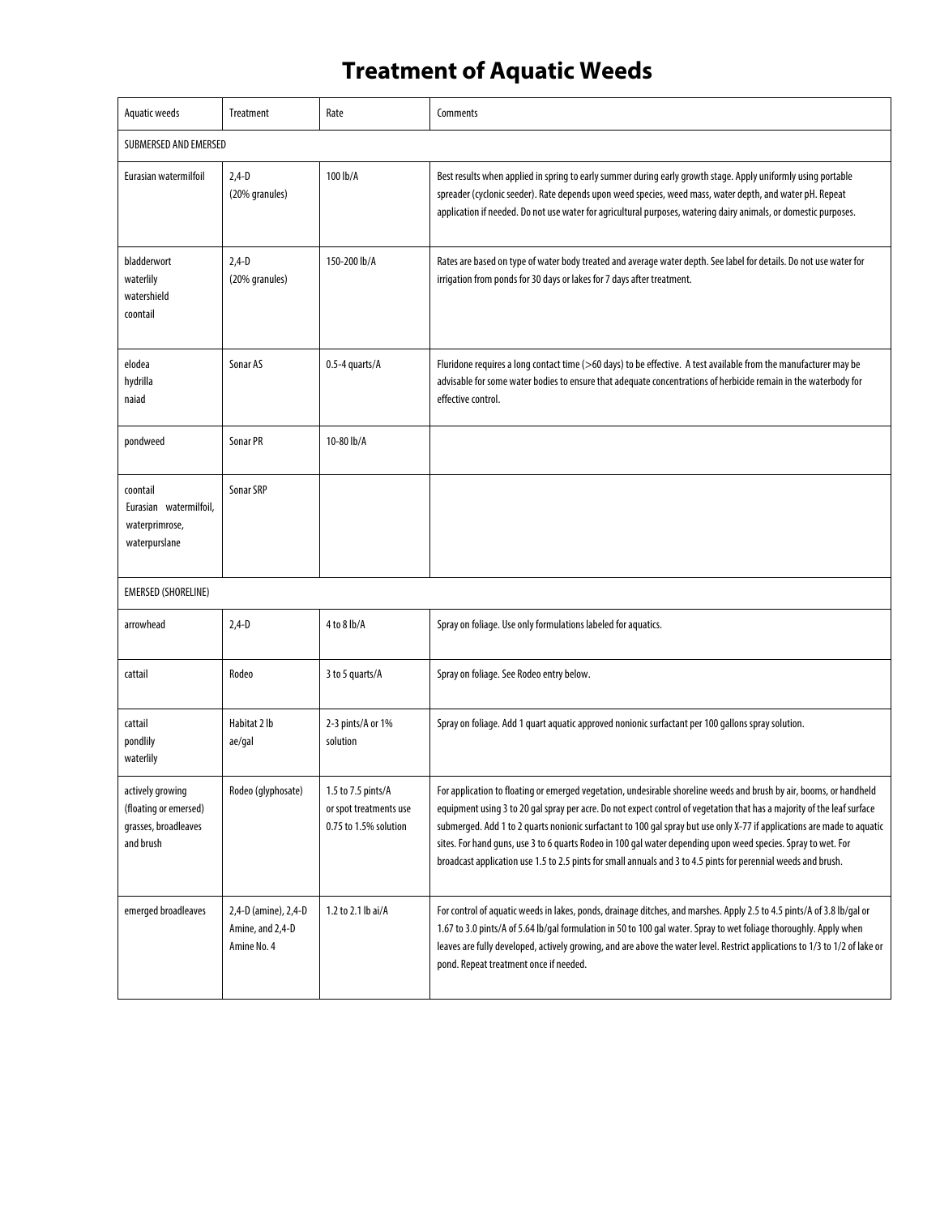# Treatment of Aquatic Weeds

| Aquatic weeds | Treatment | Rate | Comments |
|---|---|---|---|
| SUBMERSED AND EMERSED | | | |
| Eurasian watermilfoil | 2,4-D (20% granules) | 100 lb/A | Best results when applied in spring to early summer during early growth stage. Apply uniformly using portable spreader (cyclonic seeder). Rate depends upon weed species, weed mass, water depth, and water pH. Repeat application if needed. Do not use water for agricultural purposes, watering dairy animals, or domestic purposes. |
| bladderwort<br>waterlily<br>watershield<br>coontail | 2,4-D (20% granules) | 150-200 lb/A | Rates are based on type of water body treated and average water depth. See label for details. Do not use water for irrigation from ponds for 30 days or lakes for 7 days after treatment. |
| elodea<br>hydrilla<br>naiad | Sonar AS | 0.5-4 quarts/A | Fluridone requires a long contact time (>60 days) to be effective. A test available from the manufacturer may be advisable for some water bodies to ensure that adequate concentrations of herbicide remain in the waterbody for effective control. |
| pondweed | Sonar PR | 10-80 lb/A | |
| coontail<br>Eurasian watermilfoil,<br>waterprimrose,<br>waterpurslane | Sonar SRP | | |
| EMERSED (SHORELINE) | | | |
| arrowhead | 2,4-D | 4 to 8 lb/A | Spray on foliage. Use only formulations labeled for aquatics. |
| cattail | Rodeo | 3 to 5 quarts/A | Spray on foliage. See Rodeo entry below. |
| cattail<br>pondlily<br>waterlily | Habitat 2 lb ae/gal | 2-3 pints/A or 1% solution | Spray on foliage. Add 1 quart aquatic approved nonionic surfactant per 100 gallons spray solution. |
| actively growing (floating or emersed) grasses, broadleaves and brush | Rodeo (glyphosate) | 1.5 to 7.5 pints/A or spot treatments use 0.75 to 1.5% solution | For application to floating or emerged vegetation, undesirable shoreline weeds and brush by air, booms, or handheld equipment using 3 to 20 gal spray per acre. Do not expect control of vegetation that has a majority of the leaf surface submerged. Add 1 to 2 quarts nonionic surfactant to 100 gal spray but use only X-77 if applications are made to aquatic sites. For hand guns, use 3 to 6 quarts Rodeo in 100 gal water depending upon weed species. Spray to wet. For broadcast application use 1.5 to 2.5 pints for small annuals and 3 to 4.5 pints for perennial weeds and brush. |
| emerged broadleaves | 2,4-D (amine), 2,4-D Amine, and 2,4-D Amine No. 4 | 1.2 to 2.1 lb ai/A | For control of aquatic weeds in lakes, ponds, drainage ditches, and marshes. Apply 2.5 to 4.5 pints/A of 3.8 lb/gal or 1.67 to 3.0 pints/A of 5.64 lb/gal formulation in 50 to 100 gal water. Spray to wet foliage thoroughly. Apply when leaves are fully developed, actively growing, and are above the water level. Restrict applications to 1/3 to 1/2 of lake or pond. Repeat treatment once if needed. |